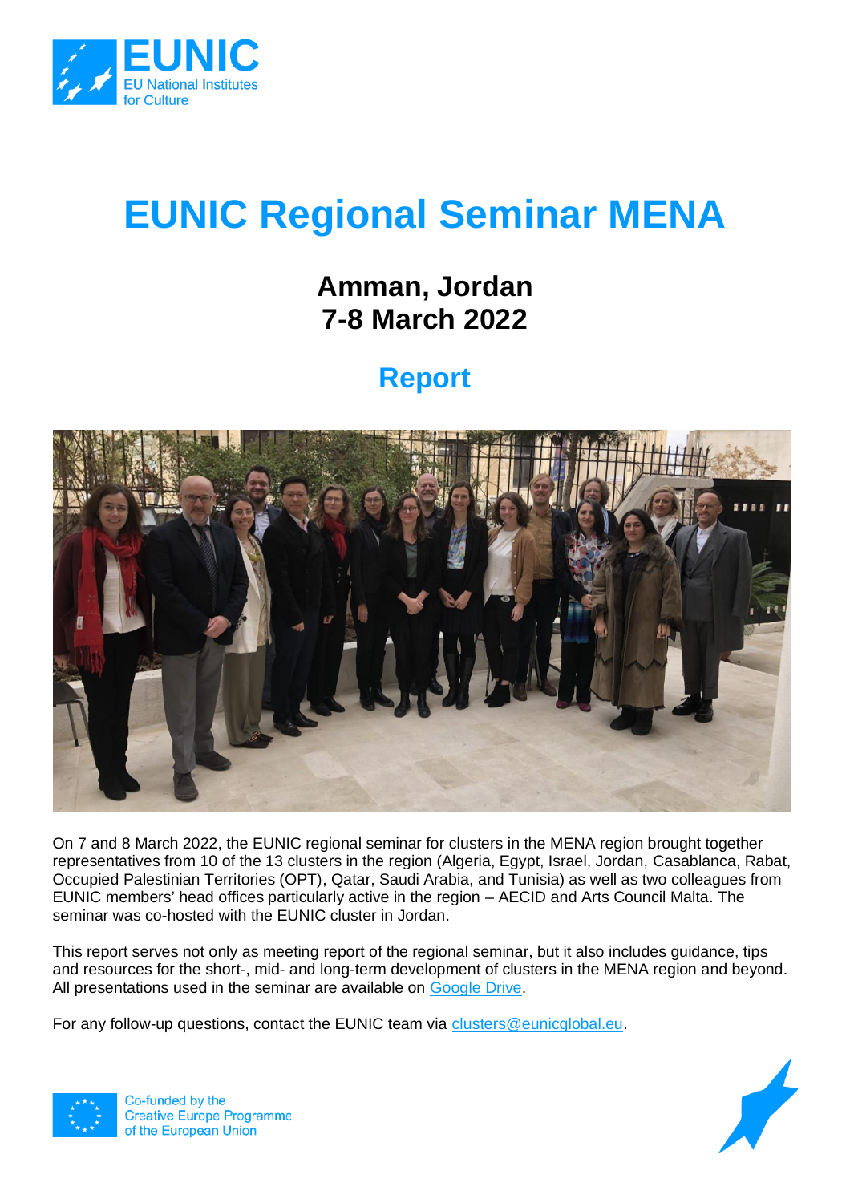# EUNIC Regional Seminar MENA

## Amman, Jordan
## 7-8 March 2022

## Report

On 7 and 8 March 2022, the EUNIC regional seminar for clusters in the MENA region brought together representatives from 10 of the 13 clusters in the region (Algeria, Egypt, Israel, Jordan, Casablanca, Rabat, Occupied Palestinian Territories (OPT), Qatar, Saudi Arabia, and Tunisia) as well as two colleagues from EUNIC members' head offices particularly active in the region – AECID and Arts Council Malta. The seminar was co-hosted with the EUNIC cluster in Jordan.

This report serves not only as meeting report of the regional seminar, but it also includes guidance, tips and resources for the short-, mid- and long-term development of clusters in the MENA region and beyond. All presentations used in the seminar are available on Google Drive.

For any follow-up questions, contact the EUNIC team via clusters@eunicglobal.eu.

Co-funded by the Creative Europe Programme of the European Union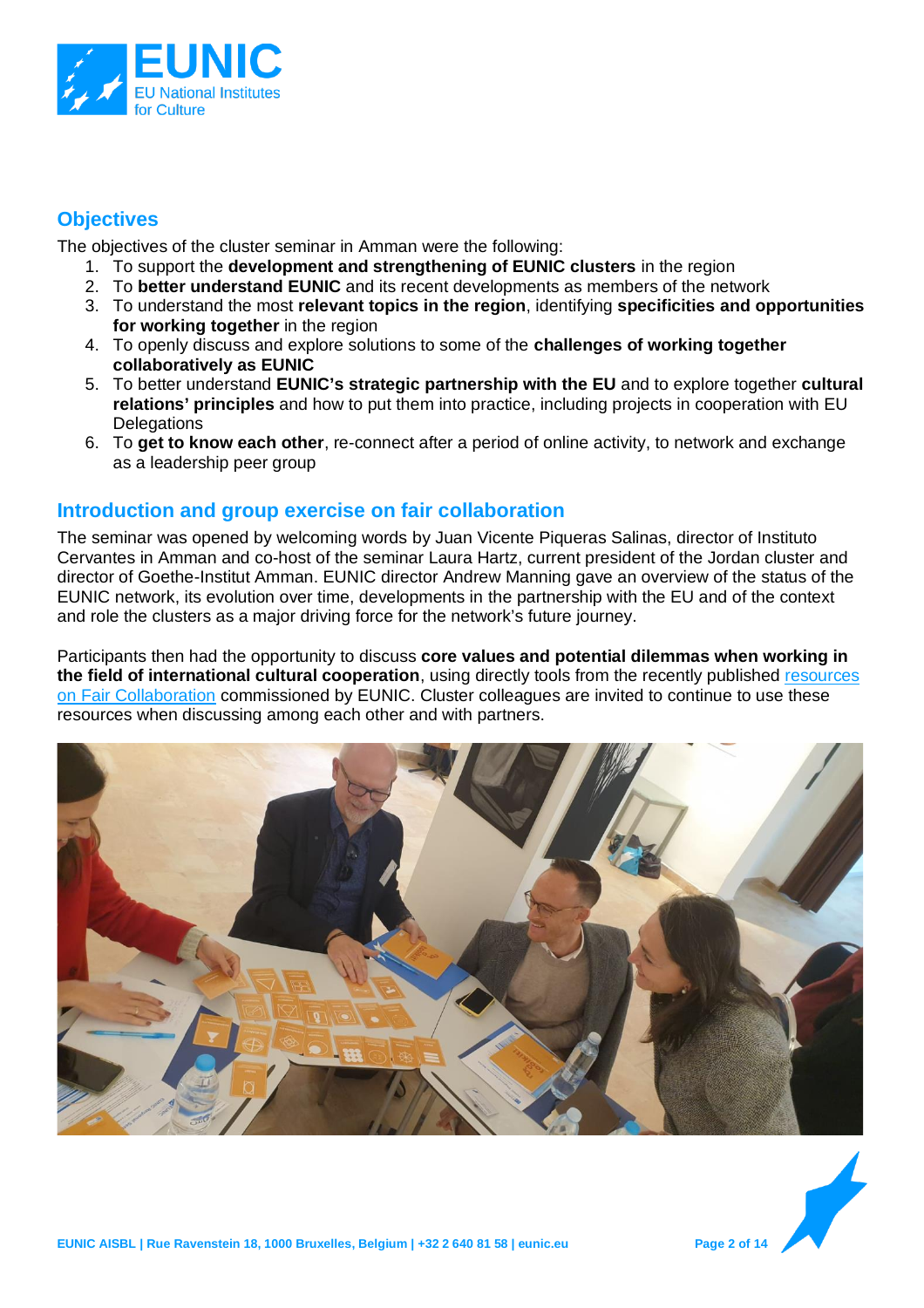## Objectives

The objectives of the cluster seminar in Amman were the following:

1. To support the **development and strengthening of EUNIC clusters** in the region
2. To **better understand EUNIC** and its recent developments as members of the network
3. To understand the most **relevant topics in the region**, identifying **specificities and opportunities for working together** in the region
4. To openly discuss and explore solutions to some of the **challenges of working together collaboratively as EUNIC**
5. To better understand **EUNIC's strategic partnership with the EU** and to explore together **cultural relations' principles** and how to put them into practice, including projects in cooperation with EU Delegations
6. To **get to know each other**, re-connect after a period of online activity, to network and exchange as a leadership peer group

## Introduction and group exercise on fair collaboration

The seminar was opened by welcoming words by Juan Vicente Piqueras Salinas, director of Instituto Cervantes in Amman and co-host of the seminar Laura Hartz, current president of the Jordan cluster and director of Goethe-Institut Amman. EUNIC director Andrew Manning gave an overview of the status of the EUNIC network, its evolution over time, developments in the partnership with the EU and of the context and role the clusters as a major driving force for the network's future journey.

Participants then had the opportunity to discuss **core values and potential dilemmas when working in the field of international cultural cooperation**, using directly tools from the recently published resources on Fair Collaboration commissioned by EUNIC. Cluster colleagues are invited to continue to use these resources when discussing among each other and with partners.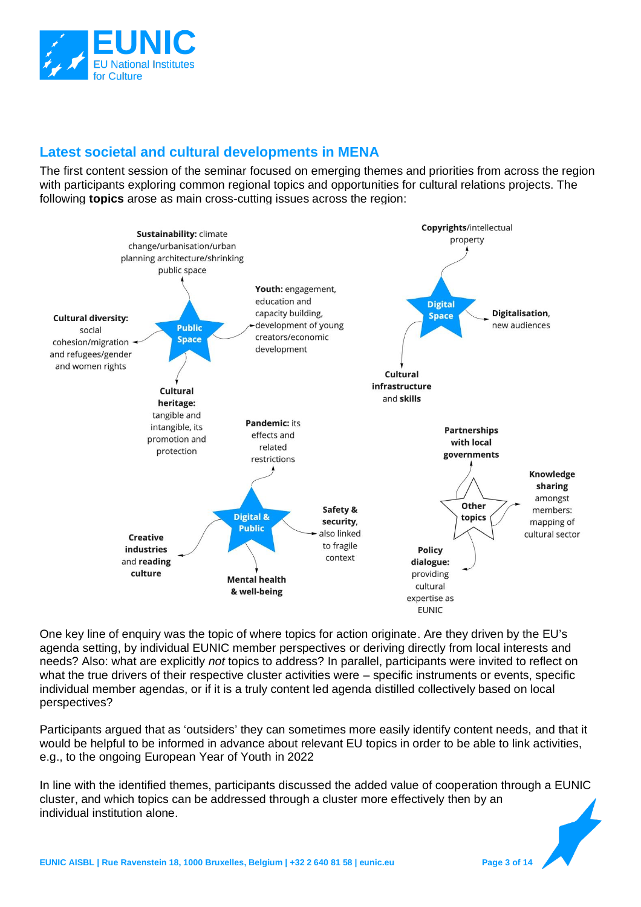## Latest societal and cultural developments in MENA

The first content session of the seminar focused on emerging themes and priorities from across the region with participants exploring common regional topics and opportunities for cultural relations projects. The following **topics** arose as main cross-cutting issues across the region:

**Public Space**
- **Sustainability:** climate change/urbanisation/urban planning architecture/shrinking public space
- **Youth:** engagement, education and capacity building, development of young creators/economic development
- **Cultural diversity:** social cohesion/migration and refugees/gender and women rights
- **Cultural heritage:** tangible and intangible, its promotion and protection

**Digital Space**
- **Copyrights**/intellectual property
- **Digitalisation**, new audiences
- **Cultural infrastructure and skills**

**Digital & Public**
- **Pandemic:** its effects and related restrictions
- **Safety & security**, also linked to fragile context
- **Creative industries** and **reading culture**
- **Mental health & well-being**

**Other topics**
- **Partnerships with local governments**
- **Knowledge sharing** amongst members: mapping of cultural sector
- **Policy dialogue:** providing cultural expertise as EUNIC

One key line of enquiry was the topic of where topics for action originate. Are they driven by the EU's agenda setting, by individual EUNIC member perspectives or deriving directly from local interests and needs? Also: what are explicitly *not* topics to address? In parallel, participants were invited to reflect on what the true drivers of their respective cluster activities were – specific instruments or events, specific individual member agendas, or if it is a truly content led agenda distilled collectively based on local perspectives?

Participants argued that as 'outsiders' they can sometimes more easily identify content needs, and that it would be helpful to be informed in advance about relevant EU topics in order to be able to link activities, e.g., to the ongoing European Year of Youth in 2022

In line with the identified themes, participants discussed the added value of cooperation through a EUNIC cluster, and which topics can be addressed through a cluster more effectively then by an individual institution alone.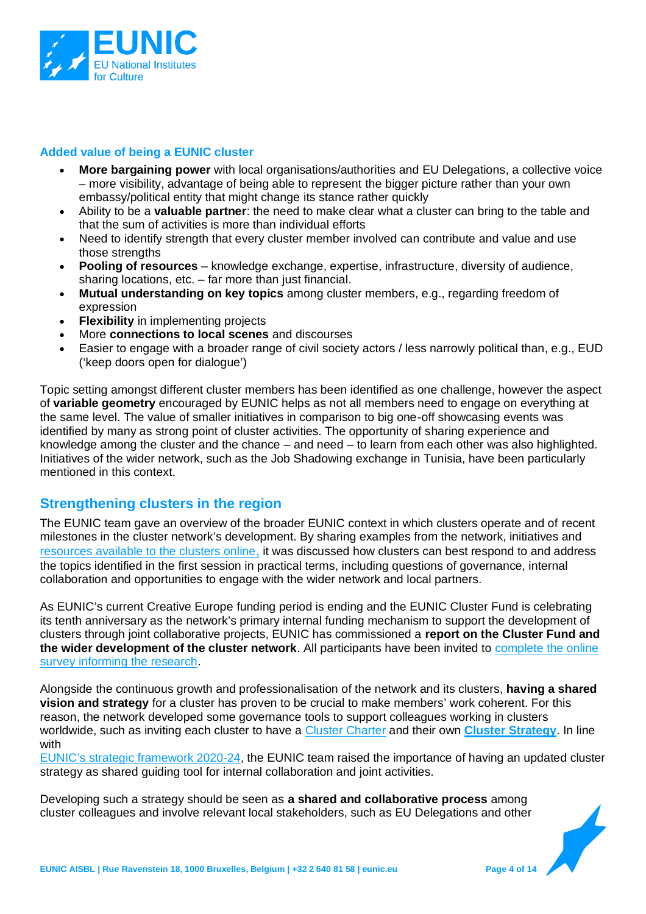### Added value of being a EUNIC cluster

- **More bargaining power** with local organisations/authorities and EU Delegations, a collective voice – more visibility, advantage of being able to represent the bigger picture rather than your own embassy/political entity that might change its stance rather quickly
- Ability to be a **valuable partner**: the need to make clear what a cluster can bring to the table and that the sum of activities is more than individual efforts
- Need to identify strength that every cluster member involved can contribute and value and use those strengths
- **Pooling of resources** – knowledge exchange, expertise, infrastructure, diversity of audience, sharing locations, etc. – far more than just financial.
- **Mutual understanding on key topics** among cluster members, e.g., regarding freedom of expression
- **Flexibility** in implementing projects
- More **connections to local scenes** and discourses
- Easier to engage with a broader range of civil society actors / less narrowly political than, e.g., EUD ('keep doors open for dialogue')

Topic setting amongst different cluster members has been identified as one challenge, however the aspect of **variable geometry** encouraged by EUNIC helps as not all members need to engage on everything at the same level. The value of smaller initiatives in comparison to big one-off showcasing events was identified by many as strong point of cluster activities. The opportunity of sharing experience and knowledge among the cluster and the chance – and need – to learn from each other was also highlighted. Initiatives of the wider network, such as the Job Shadowing exchange in Tunisia, have been particularly mentioned in this context.

## Strengthening clusters in the region

The EUNIC team gave an overview of the broader EUNIC context in which clusters operate and of recent milestones in the cluster network's development. By sharing examples from the network, initiatives and resources available to the clusters online, it was discussed how clusters can best respond to and address the topics identified in the first session in practical terms, including questions of governance, internal collaboration and opportunities to engage with the wider network and local partners.

As EUNIC's current Creative Europe funding period is ending and the EUNIC Cluster Fund is celebrating its tenth anniversary as the network's primary internal funding mechanism to support the development of clusters through joint collaborative projects, EUNIC has commissioned a **report on the Cluster Fund and the wider development of the cluster network**. All participants have been invited to complete the online survey informing the research.

Alongside the continuous growth and professionalisation of the network and its clusters, **having a shared vision and strategy** for a cluster has proven to be crucial to make members' work coherent. For this reason, the network developed some governance tools to support colleagues working in clusters worldwide, such as inviting each cluster to have a Cluster Charter and their own **Cluster Strategy**. In line with EUNIC's strategic framework 2020-24, the EUNIC team raised the importance of having an updated cluster strategy as shared guiding tool for internal collaboration and joint activities.

Developing such a strategy should be seen as **a shared and collaborative process** among cluster colleagues and involve relevant local stakeholders, such as EU Delegations and other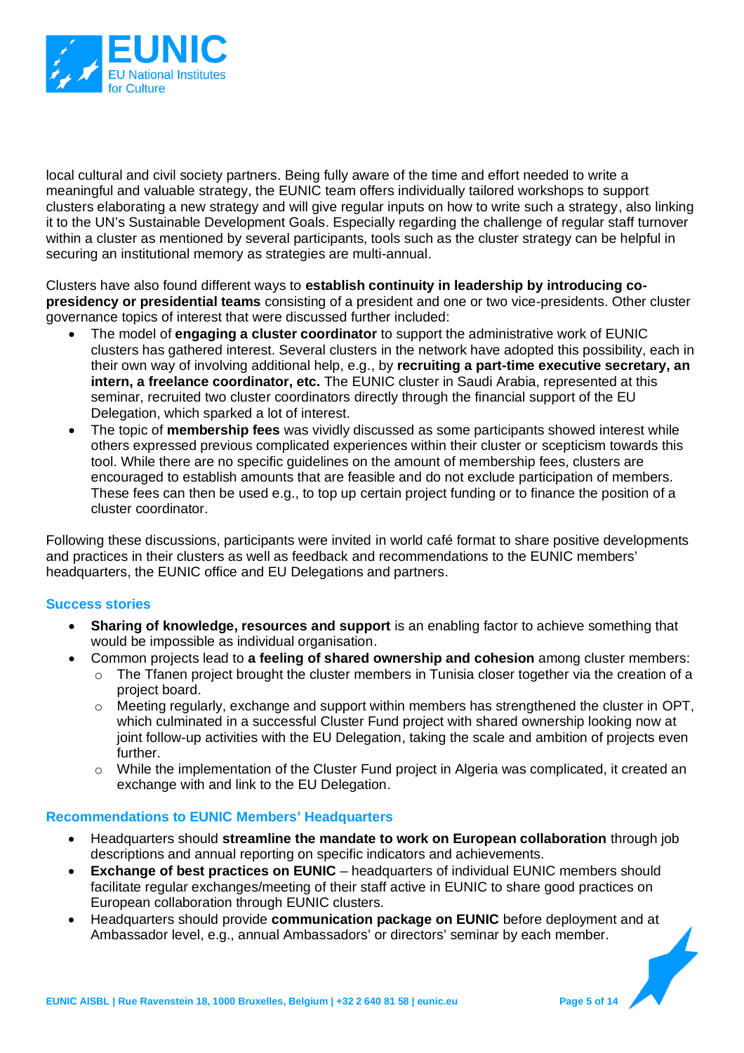local cultural and civil society partners. Being fully aware of the time and effort needed to write a meaningful and valuable strategy, the EUNIC team offers individually tailored workshops to support clusters elaborating a new strategy and will give regular inputs on how to write such a strategy, also linking it to the UN's Sustainable Development Goals. Especially regarding the challenge of regular staff turnover within a cluster as mentioned by several participants, tools such as the cluster strategy can be helpful in securing an institutional memory as strategies are multi-annual.

Clusters have also found different ways to **establish continuity in leadership by introducing co-presidency or presidential teams** consisting of a president and one or two vice-presidents. Other cluster governance topics of interest that were discussed further included:

- The model of **engaging a cluster coordinator** to support the administrative work of EUNIC clusters has gathered interest. Several clusters in the network have adopted this possibility, each in their own way of involving additional help, e.g., by **recruiting a part-time executive secretary, an intern, a freelance coordinator, etc.** The EUNIC cluster in Saudi Arabia, represented at this seminar, recruited two cluster coordinators directly through the financial support of the EU Delegation, which sparked a lot of interest.
- The topic of **membership fees** was vividly discussed as some participants showed interest while others expressed previous complicated experiences within their cluster or scepticism towards this tool. While there are no specific guidelines on the amount of membership fees, clusters are encouraged to establish amounts that are feasible and do not exclude participation of members. These fees can then be used e.g., to top up certain project funding or to finance the position of a cluster coordinator.

Following these discussions, participants were invited in world café format to share positive developments and practices in their clusters as well as feedback and recommendations to the EUNIC members' headquarters, the EUNIC office and EU Delegations and partners.

### Success stories

- **Sharing of knowledge, resources and support** is an enabling factor to achieve something that would be impossible as individual organisation.
- Common projects lead to **a feeling of shared ownership and cohesion** among cluster members:
  - The Tfanen project brought the cluster members in Tunisia closer together via the creation of a project board.
  - Meeting regularly, exchange and support within members has strengthened the cluster in OPT, which culminated in a successful Cluster Fund project with shared ownership looking now at joint follow-up activities with the EU Delegation, taking the scale and ambition of projects even further.
  - While the implementation of the Cluster Fund project in Algeria was complicated, it created an exchange with and link to the EU Delegation.

### Recommendations to EUNIC Members' Headquarters

- Headquarters should **streamline the mandate to work on European collaboration** through job descriptions and annual reporting on specific indicators and achievements.
- **Exchange of best practices on EUNIC** – headquarters of individual EUNIC members should facilitate regular exchanges/meeting of their staff active in EUNIC to share good practices on European collaboration through EUNIC clusters.
- Headquarters should provide **communication package on EUNIC** before deployment and at Ambassador level, e.g., annual Ambassadors' or directors' seminar by each member.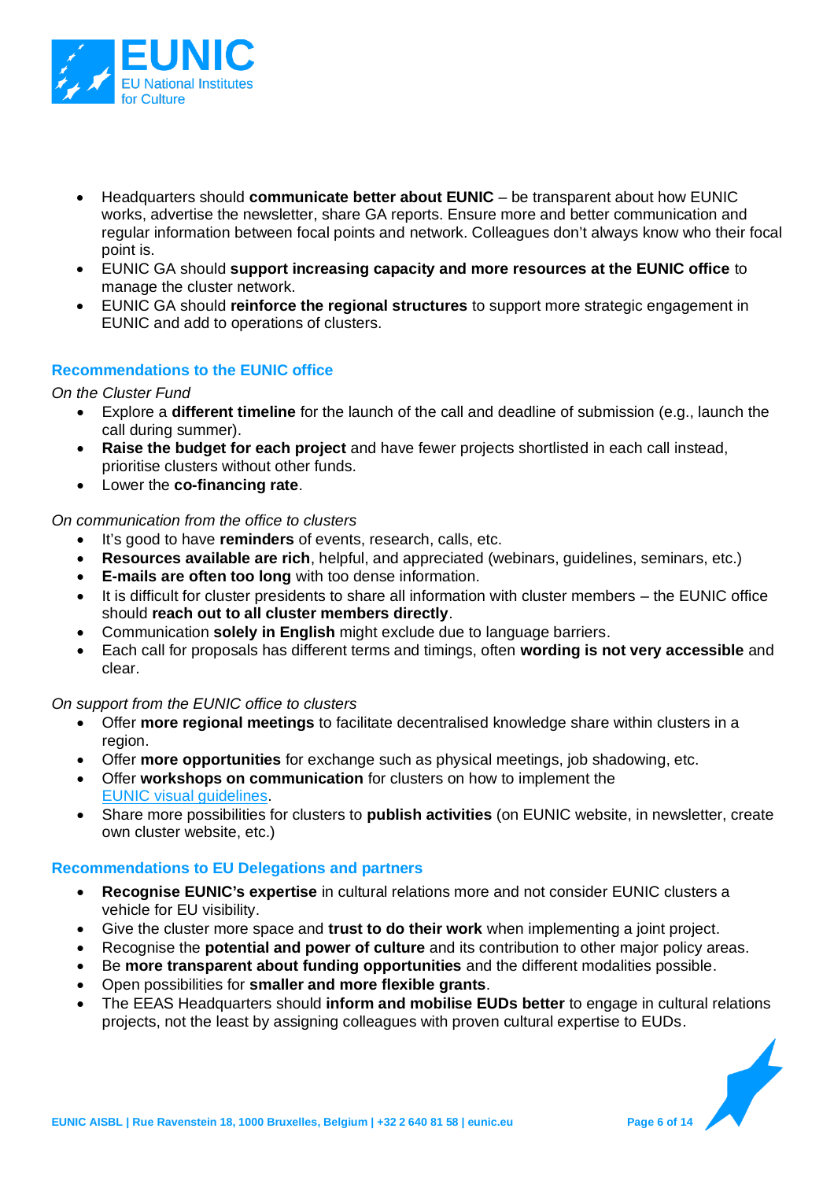- Headquarters should **communicate better about EUNIC** – be transparent about how EUNIC works, advertise the newsletter, share GA reports. Ensure more and better communication and regular information between focal points and network. Colleagues don't always know who their focal point is.
- EUNIC GA should **support increasing capacity and more resources at the EUNIC office** to manage the cluster network.
- EUNIC GA should **reinforce the regional structures** to support more strategic engagement in EUNIC and add to operations of clusters.

### Recommendations to the EUNIC office

*On the Cluster Fund*

- Explore a **different timeline** for the launch of the call and deadline of submission (e.g., launch the call during summer).
- **Raise the budget for each project** and have fewer projects shortlisted in each call instead, prioritise clusters without other funds.
- Lower the **co-financing rate**.

*On communication from the office to clusters*

- It's good to have **reminders** of events, research, calls, etc.
- **Resources available are rich**, helpful, and appreciated (webinars, guidelines, seminars, etc.)
- **E-mails are often too long** with too dense information.
- It is difficult for cluster presidents to share all information with cluster members – the EUNIC office should **reach out to all cluster members directly**.
- Communication **solely in English** might exclude due to language barriers.
- Each call for proposals has different terms and timings, often **wording is not very accessible** and clear.

*On support from the EUNIC office to clusters*

- Offer **more regional meetings** to facilitate decentralised knowledge share within clusters in a region.
- Offer **more opportunities** for exchange such as physical meetings, job shadowing, etc.
- Offer **workshops on communication** for clusters on how to implement the EUNIC visual guidelines.
- Share more possibilities for clusters to **publish activities** (on EUNIC website, in newsletter, create own cluster website, etc.)

### Recommendations to EU Delegations and partners

- **Recognise EUNIC's expertise** in cultural relations more and not consider EUNIC clusters a vehicle for EU visibility.
- Give the cluster more space and **trust to do their work** when implementing a joint project.
- Recognise the **potential and power of culture** and its contribution to other major policy areas.
- Be **more transparent about funding opportunities** and the different modalities possible.
- Open possibilities for **smaller and more flexible grants**.
- The EEAS Headquarters should **inform and mobilise EUDs better** to engage in cultural relations projects, not the least by assigning colleagues with proven cultural expertise to EUDs.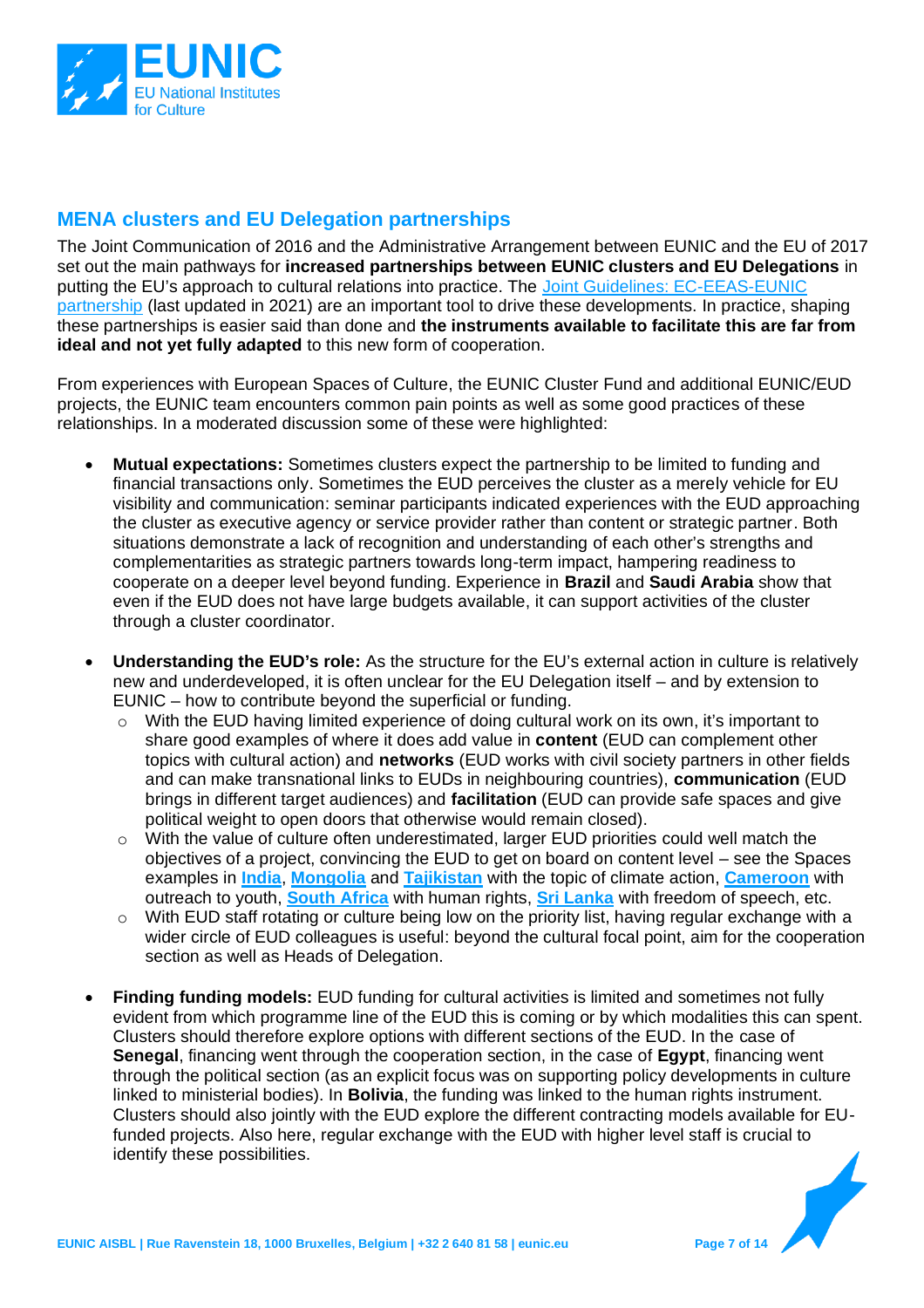## MENA clusters and EU Delegation partnerships

The Joint Communication of 2016 and the Administrative Arrangement between EUNIC and the EU of 2017 set out the main pathways for **increased partnerships between EUNIC clusters and EU Delegations** in putting the EU's approach to cultural relations into practice. The [Joint Guidelines: EC-EEAS-EUNIC partnership]() (last updated in 2021) are an important tool to drive these developments. In practice, shaping these partnerships is easier said than done and **the instruments available to facilitate this are far from ideal and not yet fully adapted** to this new form of cooperation.

From experiences with European Spaces of Culture, the EUNIC Cluster Fund and additional EUNIC/EUD projects, the EUNIC team encounters common pain points as well as some good practices of these relationships. In a moderated discussion some of these were highlighted:

- **Mutual expectations:** Sometimes clusters expect the partnership to be limited to funding and financial transactions only. Sometimes the EUD perceives the cluster as a merely vehicle for EU visibility and communication: seminar participants indicated experiences with the EUD approaching the cluster as executive agency or service provider rather than content or strategic partner. Both situations demonstrate a lack of recognition and understanding of each other's strengths and complementarities as strategic partners towards long-term impact, hampering readiness to cooperate on a deeper level beyond funding. Experience in **Brazil** and **Saudi Arabia** show that even if the EUD does not have large budgets available, it can support activities of the cluster through a cluster coordinator.

- **Understanding the EUD's role:** As the structure for the EU's external action in culture is relatively new and underdeveloped, it is often unclear for the EU Delegation itself – and by extension to EUNIC – how to contribute beyond the superficial or funding.
  - With the EUD having limited experience of doing cultural work on its own, it's important to share good examples of where it does add value in **content** (EUD can complement other topics with cultural action) and **networks** (EUD works with civil society partners in other fields and can make transnational links to EUDs in neighbouring countries), **communication** (EUD brings in different target audiences) and **facilitation** (EUD can provide safe spaces and give political weight to open doors that otherwise would remain closed).
  - With the value of culture often underestimated, larger EUD priorities could well match the objectives of a project, convincing the EUD to get on board on content level – see the Spaces examples in **[India]()**, **[Mongolia]()** and **[Tajikistan]()** with the topic of climate action, **[Cameroon]()** with outreach to youth, **[South Africa]()** with human rights, **[Sri Lanka]()** with freedom of speech, etc.
  - With EUD staff rotating or culture being low on the priority list, having regular exchange with a wider circle of EUD colleagues is useful: beyond the cultural focal point, aim for the cooperation section as well as Heads of Delegation.

- **Finding funding models:** EUD funding for cultural activities is limited and sometimes not fully evident from which programme line of the EUD this is coming or by which modalities this can spent. Clusters should therefore explore options with different sections of the EUD. In the case of **Senegal**, financing went through the cooperation section, in the case of **Egypt**, financing went through the political section (as an explicit focus was on supporting policy developments in culture linked to ministerial bodies). In **Bolivia**, the funding was linked to the human rights instrument. Clusters should also jointly with the EUD explore the different contracting models available for EU-funded projects. Also here, regular exchange with the EUD with higher level staff is crucial to identify these possibilities.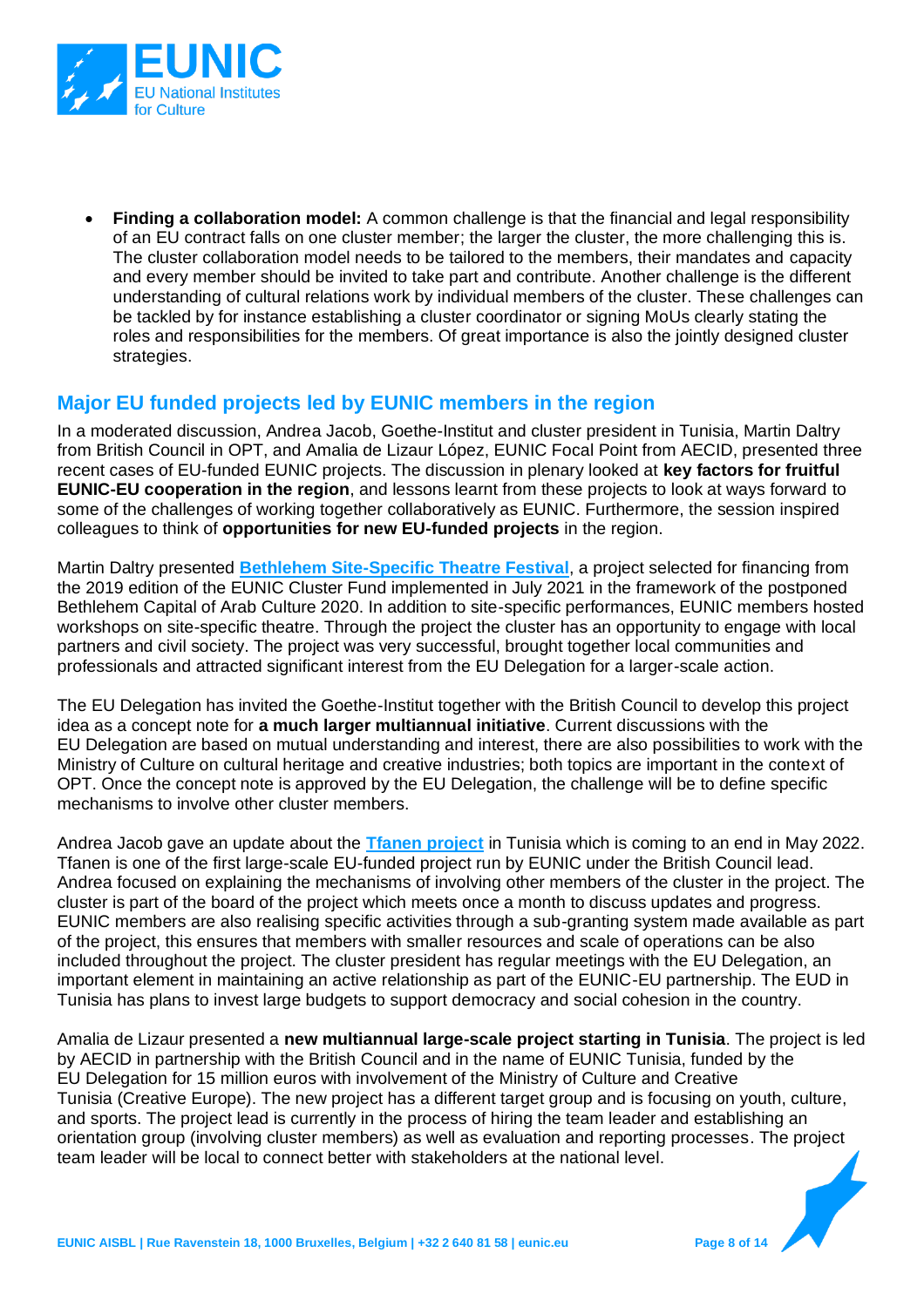- **Finding a collaboration model:** A common challenge is that the financial and legal responsibility of an EU contract falls on one cluster member; the larger the cluster, the more challenging this is. The cluster collaboration model needs to be tailored to the members, their mandates and capacity and every member should be invited to take part and contribute. Another challenge is the different understanding of cultural relations work by individual members of the cluster. These challenges can be tackled by for instance establishing a cluster coordinator or signing MoUs clearly stating the roles and responsibilities for the members. Of great importance is also the jointly designed cluster strategies.

## Major EU funded projects led by EUNIC members in the region

In a moderated discussion, Andrea Jacob, Goethe-Institut and cluster president in Tunisia, Martin Daltry from British Council in OPT, and Amalia de Lizaur López, EUNIC Focal Point from AECID, presented three recent cases of EU-funded EUNIC projects. The discussion in plenary looked at **key factors for fruitful EUNIC-EU cooperation in the region**, and lessons learnt from these projects to look at ways forward to some of the challenges of working together collaboratively as EUNIC. Furthermore, the session inspired colleagues to think of **opportunities for new EU-funded projects** in the region.

Martin Daltry presented **Bethlehem Site-Specific Theatre Festival**, a project selected for financing from the 2019 edition of the EUNIC Cluster Fund implemented in July 2021 in the framework of the postponed Bethlehem Capital of Arab Culture 2020. In addition to site-specific performances, EUNIC members hosted workshops on site-specific theatre. Through the project the cluster has an opportunity to engage with local partners and civil society. The project was very successful, brought together local communities and professionals and attracted significant interest from the EU Delegation for a larger-scale action.

The EU Delegation has invited the Goethe-Institut together with the British Council to develop this project idea as a concept note for **a much larger multiannual initiative**. Current discussions with the EU Delegation are based on mutual understanding and interest, there are also possibilities to work with the Ministry of Culture on cultural heritage and creative industries; both topics are important in the context of OPT. Once the concept note is approved by the EU Delegation, the challenge will be to define specific mechanisms to involve other cluster members.

Andrea Jacob gave an update about the **Tfanen project** in Tunisia which is coming to an end in May 2022. Tfanen is one of the first large-scale EU-funded project run by EUNIC under the British Council lead. Andrea focused on explaining the mechanisms of involving other members of the cluster in the project. The cluster is part of the board of the project which meets once a month to discuss updates and progress. EUNIC members are also realising specific activities through a sub-granting system made available as part of the project, this ensures that members with smaller resources and scale of operations can be also included throughout the project. The cluster president has regular meetings with the EU Delegation, an important element in maintaining an active relationship as part of the EUNIC-EU partnership. The EUD in Tunisia has plans to invest large budgets to support democracy and social cohesion in the country.

Amalia de Lizaur presented a **new multiannual large-scale project starting in Tunisia**. The project is led by AECID in partnership with the British Council and in the name of EUNIC Tunisia, funded by the EU Delegation for 15 million euros with involvement of the Ministry of Culture and Creative Tunisia (Creative Europe). The new project has a different target group and is focusing on youth, culture, and sports. The project lead is currently in the process of hiring the team leader and establishing an orientation group (involving cluster members) as well as evaluation and reporting processes. The project team leader will be local to connect better with stakeholders at the national level.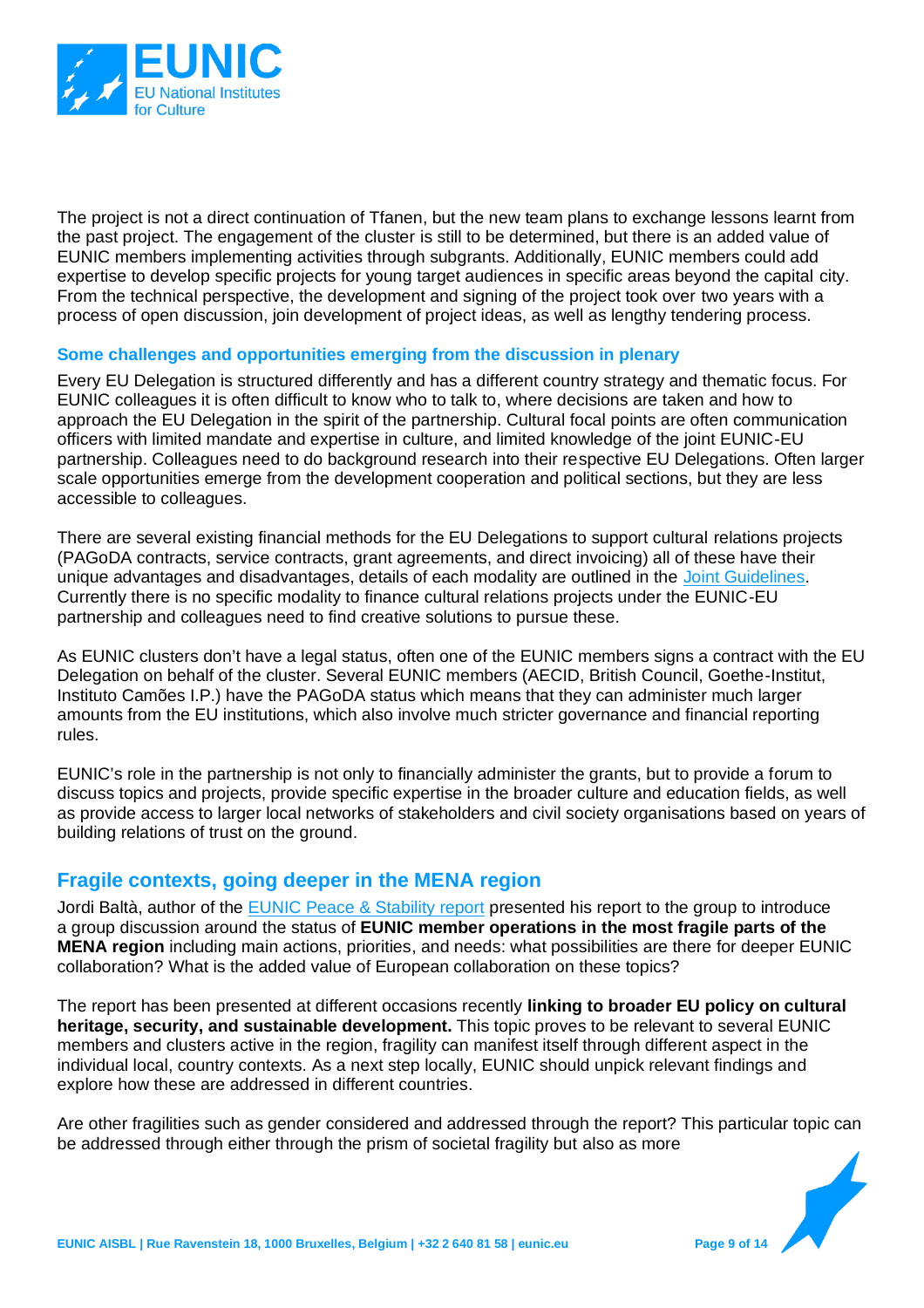The project is not a direct continuation of Tfanen, but the new team plans to exchange lessons learnt from the past project. The engagement of the cluster is still to be determined, but there is an added value of EUNIC members implementing activities through subgrants. Additionally, EUNIC members could add expertise to develop specific projects for young target audiences in specific areas beyond the capital city. From the technical perspective, the development and signing of the project took over two years with a process of open discussion, join development of project ideas, as well as lengthy tendering process.

### Some challenges and opportunities emerging from the discussion in plenary

Every EU Delegation is structured differently and has a different country strategy and thematic focus. For EUNIC colleagues it is often difficult to know who to talk to, where decisions are taken and how to approach the EU Delegation in the spirit of the partnership. Cultural focal points are often communication officers with limited mandate and expertise in culture, and limited knowledge of the joint EUNIC-EU partnership. Colleagues need to do background research into their respective EU Delegations. Often larger scale opportunities emerge from the development cooperation and political sections, but they are less accessible to colleagues.

There are several existing financial methods for the EU Delegations to support cultural relations projects (PAGoDA contracts, service contracts, grant agreements, and direct invoicing) all of these have their unique advantages and disadvantages, details of each modality are outlined in the Joint Guidelines. Currently there is no specific modality to finance cultural relations projects under the EUNIC-EU partnership and colleagues need to find creative solutions to pursue these.

As EUNIC clusters don't have a legal status, often one of the EUNIC members signs a contract with the EU Delegation on behalf of the cluster. Several EUNIC members (AECID, British Council, Goethe-Institut, Instituto Camões I.P.) have the PAGoDA status which means that they can administer much larger amounts from the EU institutions, which also involve much stricter governance and financial reporting rules.

EUNIC's role in the partnership is not only to financially administer the grants, but to provide a forum to discuss topics and projects, provide specific expertise in the broader culture and education fields, as well as provide access to larger local networks of stakeholders and civil society organisations based on years of building relations of trust on the ground.

## Fragile contexts, going deeper in the MENA region

Jordi Baltà, author of the EUNIC Peace & Stability report presented his report to the group to introduce a group discussion around the status of **EUNIC member operations in the most fragile parts of the MENA region** including main actions, priorities, and needs: what possibilities are there for deeper EUNIC collaboration? What is the added value of European collaboration on these topics?

The report has been presented at different occasions recently **linking to broader EU policy on cultural heritage, security, and sustainable development.** This topic proves to be relevant to several EUNIC members and clusters active in the region, fragility can manifest itself through different aspect in the individual local, country contexts. As a next step locally, EUNIC should unpick relevant findings and explore how these are addressed in different countries.

Are other fragilities such as gender considered and addressed through the report? This particular topic can be addressed through either through the prism of societal fragility but also as more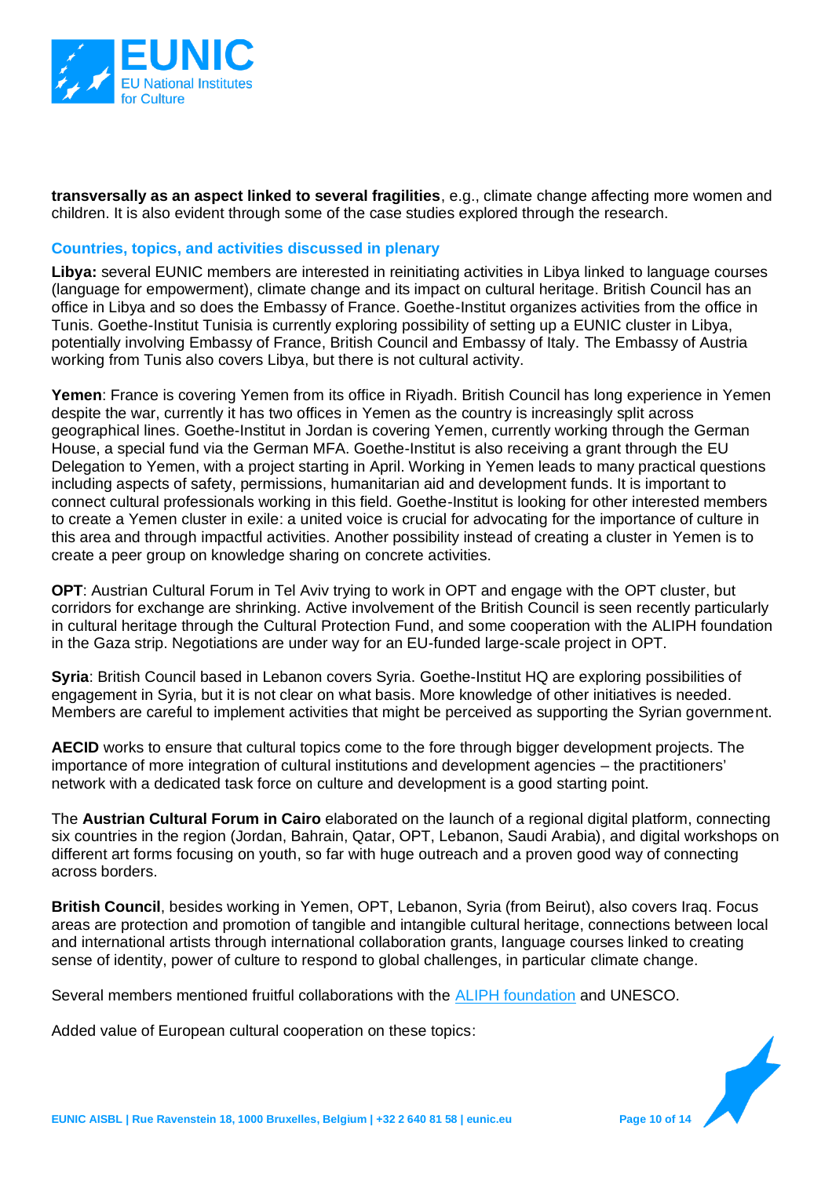**transversally as an aspect linked to several fragilities**, e.g., climate change affecting more women and children. It is also evident through some of the case studies explored through the research.

### Countries, topics, and activities discussed in plenary

**Libya:** several EUNIC members are interested in reinitiating activities in Libya linked to language courses (language for empowerment), climate change and its impact on cultural heritage. British Council has an office in Libya and so does the Embassy of France. Goethe-Institut organizes activities from the office in Tunis. Goethe-Institut Tunisia is currently exploring possibility of setting up a EUNIC cluster in Libya, potentially involving Embassy of France, British Council and Embassy of Italy. The Embassy of Austria working from Tunis also covers Libya, but there is not cultural activity.

**Yemen**: France is covering Yemen from its office in Riyadh. British Council has long experience in Yemen despite the war, currently it has two offices in Yemen as the country is increasingly split across geographical lines. Goethe-Institut in Jordan is covering Yemen, currently working through the German House, a special fund via the German MFA. Goethe-Institut is also receiving a grant through the EU Delegation to Yemen, with a project starting in April. Working in Yemen leads to many practical questions including aspects of safety, permissions, humanitarian aid and development funds. It is important to connect cultural professionals working in this field. Goethe-Institut is looking for other interested members to create a Yemen cluster in exile: a united voice is crucial for advocating for the importance of culture in this area and through impactful activities. Another possibility instead of creating a cluster in Yemen is to create a peer group on knowledge sharing on concrete activities.

**OPT**: Austrian Cultural Forum in Tel Aviv trying to work in OPT and engage with the OPT cluster, but corridors for exchange are shrinking. Active involvement of the British Council is seen recently particularly in cultural heritage through the Cultural Protection Fund, and some cooperation with the ALIPH foundation in the Gaza strip. Negotiations are under way for an EU-funded large-scale project in OPT.

**Syria**: British Council based in Lebanon covers Syria. Goethe-Institut HQ are exploring possibilities of engagement in Syria, but it is not clear on what basis. More knowledge of other initiatives is needed. Members are careful to implement activities that might be perceived as supporting the Syrian government.

**AECID** works to ensure that cultural topics come to the fore through bigger development projects. The importance of more integration of cultural institutions and development agencies – the practitioners' network with a dedicated task force on culture and development is a good starting point.

The **Austrian Cultural Forum in Cairo** elaborated on the launch of a regional digital platform, connecting six countries in the region (Jordan, Bahrain, Qatar, OPT, Lebanon, Saudi Arabia), and digital workshops on different art forms focusing on youth, so far with huge outreach and a proven good way of connecting across borders.

**British Council**, besides working in Yemen, OPT, Lebanon, Syria (from Beirut), also covers Iraq. Focus areas are protection and promotion of tangible and intangible cultural heritage, connections between local and international artists through international collaboration grants, language courses linked to creating sense of identity, power of culture to respond to global challenges, in particular climate change.

Several members mentioned fruitful collaborations with the ALIPH foundation and UNESCO.

Added value of European cultural cooperation on these topics: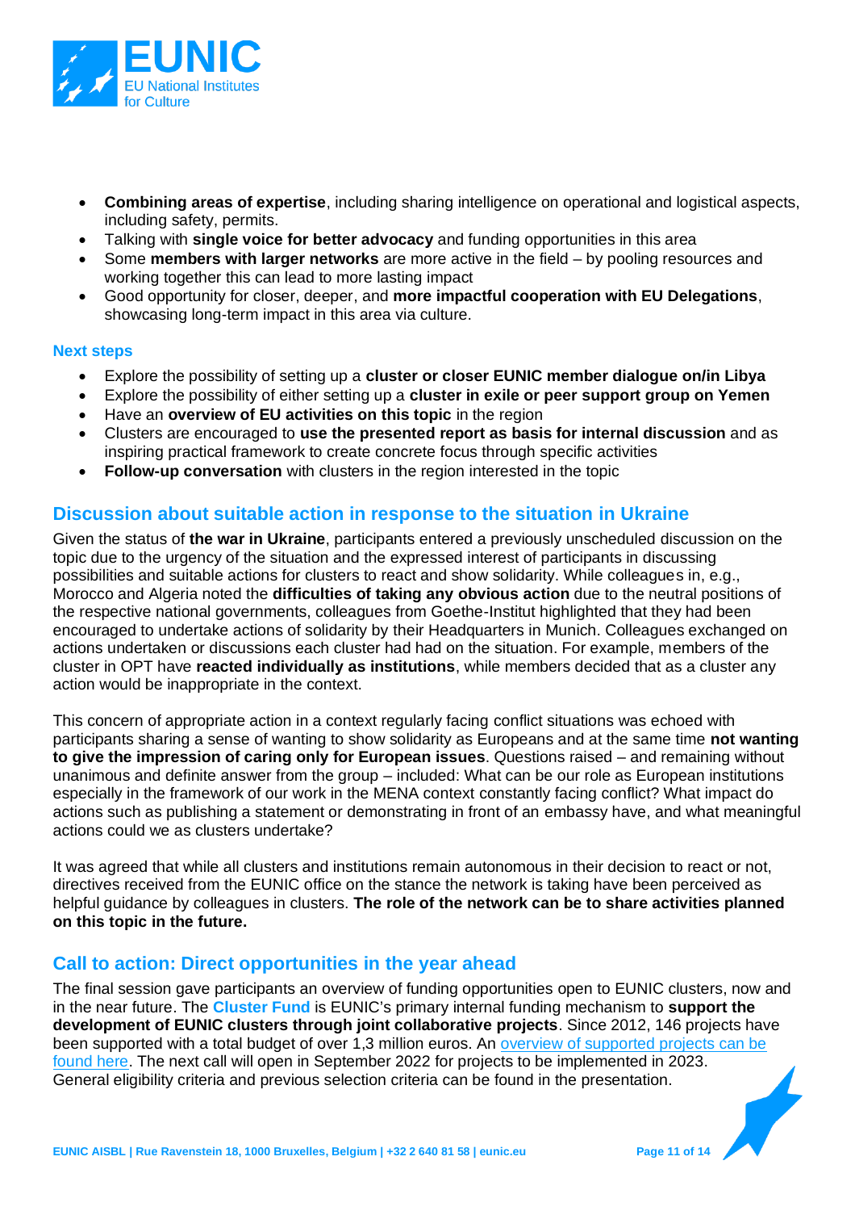- **Combining areas of expertise**, including sharing intelligence on operational and logistical aspects, including safety, permits.
- Talking with **single voice for better advocacy** and funding opportunities in this area
- Some **members with larger networks** are more active in the field – by pooling resources and working together this can lead to more lasting impact
- Good opportunity for closer, deeper, and **more impactful cooperation with EU Delegations**, showcasing long-term impact in this area via culture.

### Next steps

- Explore the possibility of setting up a **cluster or closer EUNIC member dialogue on/in Libya**
- Explore the possibility of either setting up a **cluster in exile or peer support group on Yemen**
- Have an **overview of EU activities on this topic** in the region
- Clusters are encouraged to **use the presented report as basis for internal discussion** and as inspiring practical framework to create concrete focus through specific activities
- **Follow-up conversation** with clusters in the region interested in the topic

## Discussion about suitable action in response to the situation in Ukraine

Given the status of **the war in Ukraine**, participants entered a previously unscheduled discussion on the topic due to the urgency of the situation and the expressed interest of participants in discussing possibilities and suitable actions for clusters to react and show solidarity. While colleagues in, e.g., Morocco and Algeria noted the **difficulties of taking any obvious action** due to the neutral positions of the respective national governments, colleagues from Goethe-Institut highlighted that they had been encouraged to undertake actions of solidarity by their Headquarters in Munich. Colleagues exchanged on actions undertaken or discussions each cluster had had on the situation. For example, members of the cluster in OPT have **reacted individually as institutions**, while members decided that as a cluster any action would be inappropriate in the context.

This concern of appropriate action in a context regularly facing conflict situations was echoed with participants sharing a sense of wanting to show solidarity as Europeans and at the same time **not wanting to give the impression of caring only for European issues**. Questions raised – and remaining without unanimous and definite answer from the group – included: What can be our role as European institutions especially in the framework of our work in the MENA context constantly facing conflict? What impact do actions such as publishing a statement or demonstrating in front of an embassy have, and what meaningful actions could we as clusters undertake?

It was agreed that while all clusters and institutions remain autonomous in their decision to react or not, directives received from the EUNIC office on the stance the network is taking have been perceived as helpful guidance by colleagues in clusters. **The role of the network can be to share activities planned on this topic in the future.**

## Call to action: Direct opportunities in the year ahead

The final session gave participants an overview of funding opportunities open to EUNIC clusters, now and in the near future. The **Cluster Fund** is EUNIC's primary internal funding mechanism to **support the development of EUNIC clusters through joint collaborative projects**. Since 2012, 146 projects have been supported with a total budget of over 1,3 million euros. An overview of supported projects can be found here. The next call will open in September 2022 for projects to be implemented in 2023. General eligibility criteria and previous selection criteria can be found in the presentation.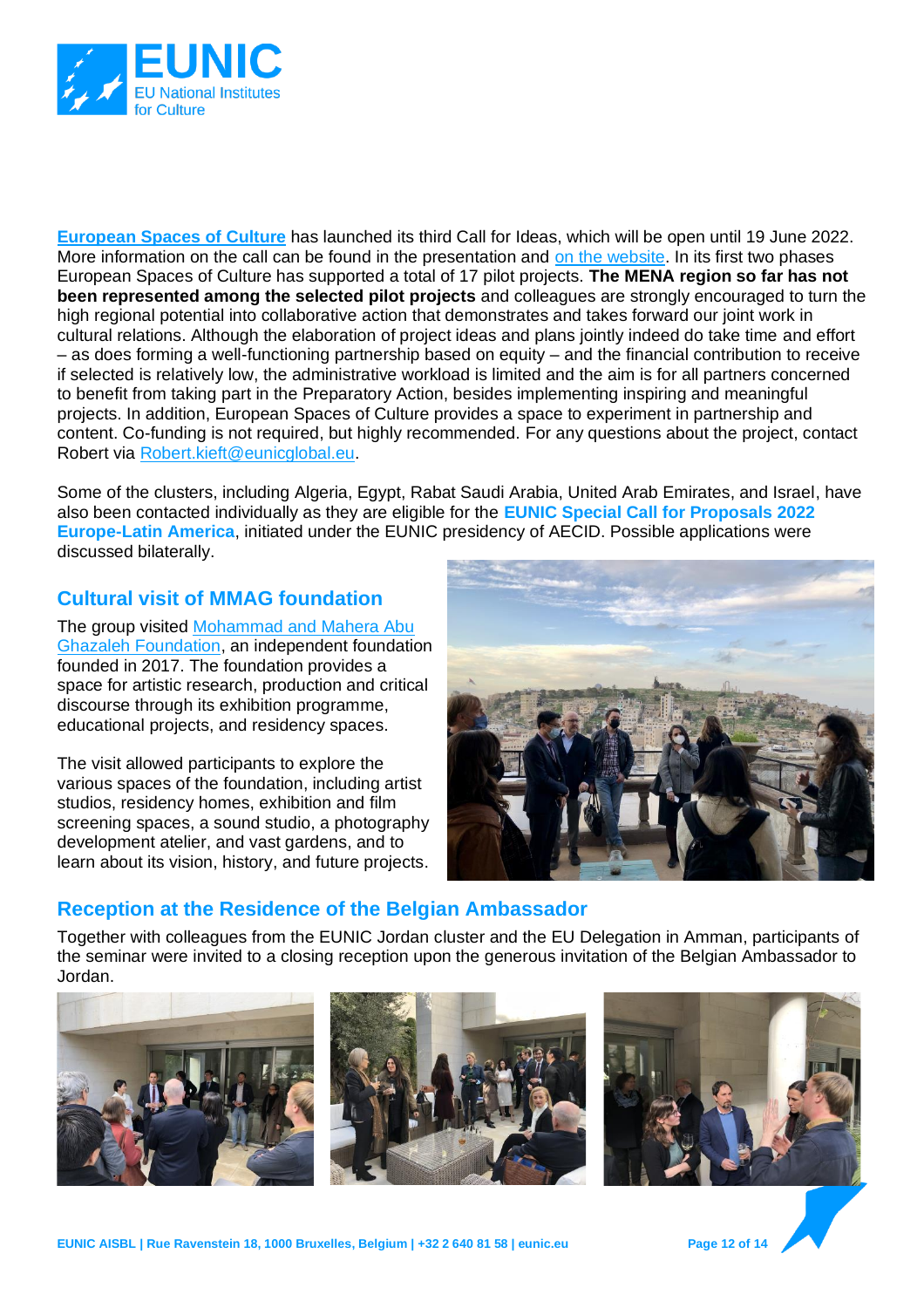[European Spaces of Culture](#) has launched its third Call for Ideas, which will be open until 19 June 2022. More information on the call can be found in the presentation and [on the website](#). In its first two phases European Spaces of Culture has supported a total of 17 pilot projects. **The MENA region so far has not been represented among the selected pilot projects** and colleagues are strongly encouraged to turn the high regional potential into collaborative action that demonstrates and takes forward our joint work in cultural relations. Although the elaboration of project ideas and plans jointly indeed do take time and effort – as does forming a well-functioning partnership based on equity – and the financial contribution to receive if selected is relatively low, the administrative workload is limited and the aim is for all partners concerned to benefit from taking part in the Preparatory Action, besides implementing inspiring and meaningful projects. In addition, European Spaces of Culture provides a space to experiment in partnership and content. Co-funding is not required, but highly recommended. For any questions about the project, contact Robert via Robert.kieft@eunicglobal.eu.

Some of the clusters, including Algeria, Egypt, Rabat Saudi Arabia, United Arab Emirates, and Israel, have also been contacted individually as they are eligible for the **EUNIC Special Call for Proposals 2022 Europe-Latin America**, initiated under the EUNIC presidency of AECID. Possible applications were discussed bilaterally.

## Cultural visit of MMAG foundation

The group visited [Mohammad and Mahera Abu Ghazaleh Foundation](#), an independent foundation founded in 2017. The foundation provides a space for artistic research, production and critical discourse through its exhibition programme, educational projects, and residency spaces.

The visit allowed participants to explore the various spaces of the foundation, including artist studios, residency homes, exhibition and film screening spaces, a sound studio, a photography development atelier, and vast gardens, and to learn about its vision, history, and future projects.

## Reception at the Residence of the Belgian Ambassador

Together with colleagues from the EUNIC Jordan cluster and the EU Delegation in Amman, participants of the seminar were invited to a closing reception upon the generous invitation of the Belgian Ambassador to Jordan.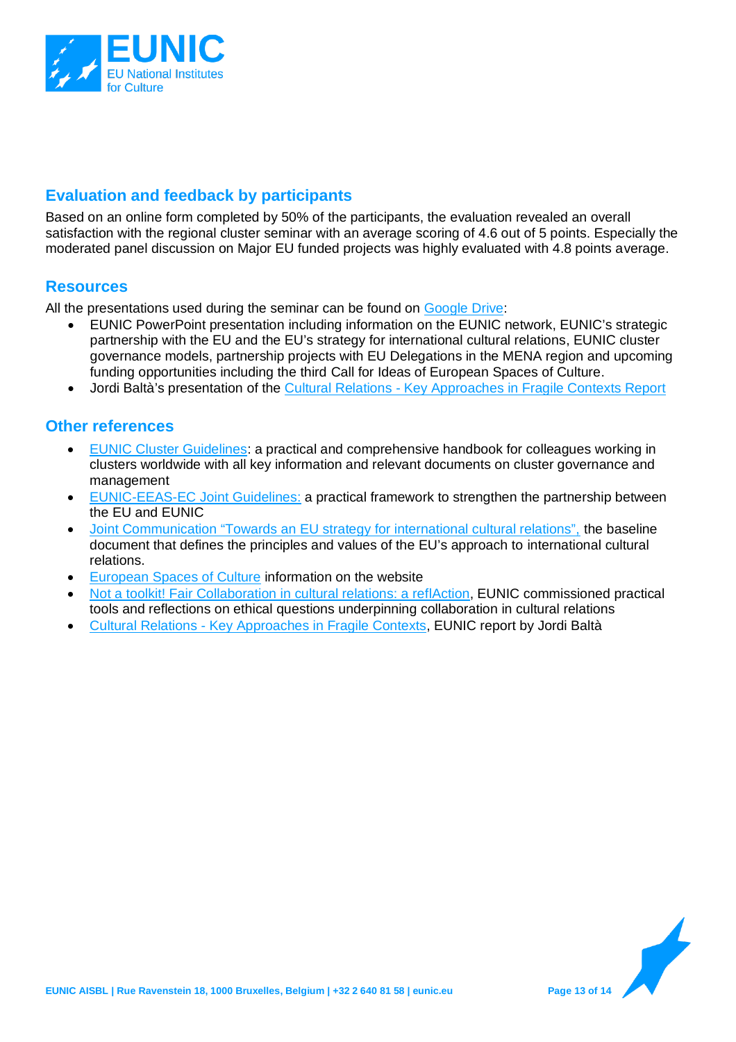## Evaluation and feedback by participants

Based on an online form completed by 50% of the participants, the evaluation revealed an overall satisfaction with the regional cluster seminar with an average scoring of 4.6 out of 5 points. Especially the moderated panel discussion on Major EU funded projects was highly evaluated with 4.8 points average.

## Resources

All the presentations used during the seminar can be found on Google Drive:

- EUNIC PowerPoint presentation including information on the EUNIC network, EUNIC's strategic partnership with the EU and the EU's strategy for international cultural relations, EUNIC cluster governance models, partnership projects with EU Delegations in the MENA region and upcoming funding opportunities including the third Call for Ideas of European Spaces of Culture.
- Jordi Baltà's presentation of the Cultural Relations - Key Approaches in Fragile Contexts Report

## Other references

- EUNIC Cluster Guidelines: a practical and comprehensive handbook for colleagues working in clusters worldwide with all key information and relevant documents on cluster governance and management
- EUNIC-EEAS-EC Joint Guidelines: a practical framework to strengthen the partnership between the EU and EUNIC
- Joint Communication "Towards an EU strategy for international cultural relations", the baseline document that defines the principles and values of the EU's approach to international cultural relations.
- European Spaces of Culture information on the website
- Not a toolkit! Fair Collaboration in cultural relations: a reflAction, EUNIC commissioned practical tools and reflections on ethical questions underpinning collaboration in cultural relations
- Cultural Relations - Key Approaches in Fragile Contexts, EUNIC report by Jordi Baltà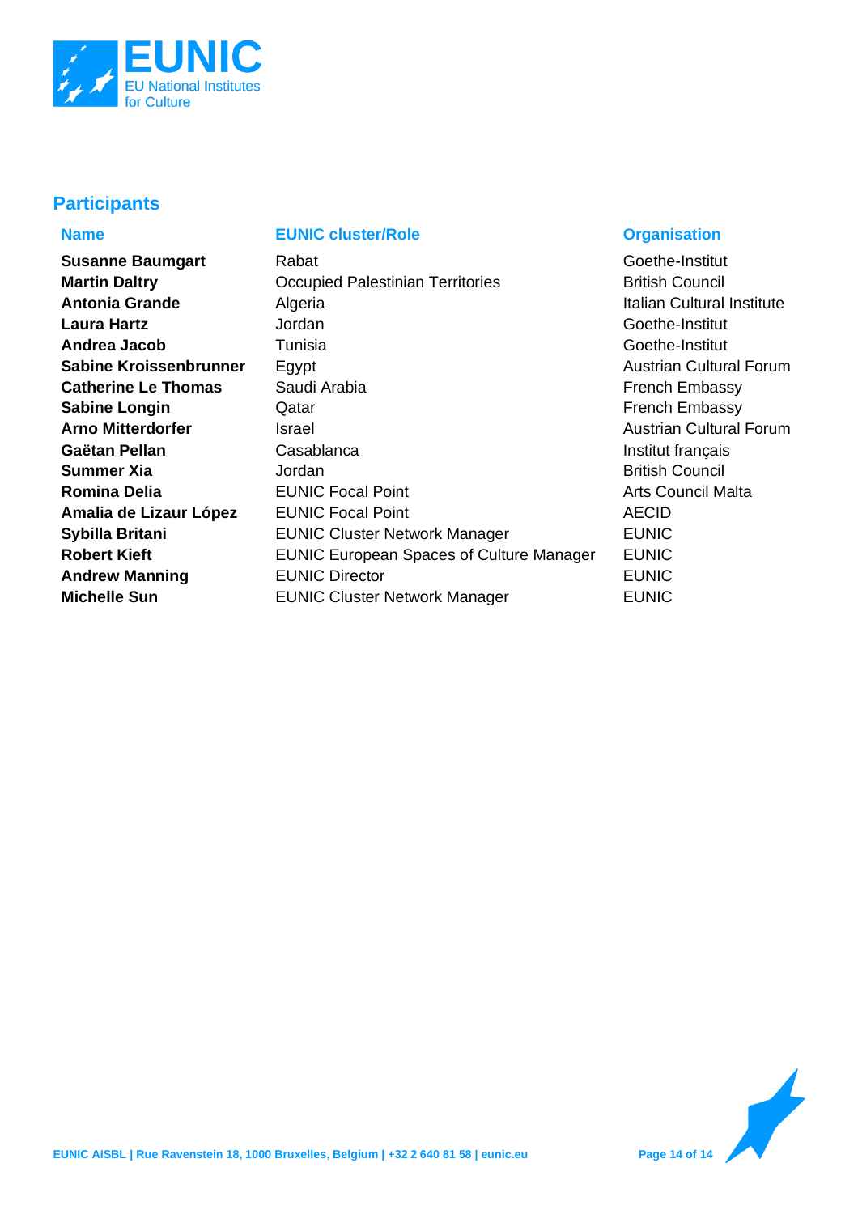## Participants

| Name | EUNIC cluster/Role | Organisation |
|---|---|---|
| **Susanne Baumgart** | Rabat | Goethe-Institut |
| **Martin Daltry** | Occupied Palestinian Territories | British Council |
| **Antonia Grande** | Algeria | Italian Cultural Institute |
| **Laura Hartz** | Jordan | Goethe-Institut |
| **Andrea Jacob** | Tunisia | Goethe-Institut |
| **Sabine Kroissenbrunner** | Egypt | Austrian Cultural Forum |
| **Catherine Le Thomas** | Saudi Arabia | French Embassy |
| **Sabine Longin** | Qatar | French Embassy |
| **Arno Mitterdorfer** | Israel | Austrian Cultural Forum |
| **Gaëtan Pellan** | Casablanca | Institut français |
| **Summer Xia** | Jordan | British Council |
| **Romina Delia** | EUNIC Focal Point | Arts Council Malta |
| **Amalia de Lizaur López** | EUNIC Focal Point | AECID |
| **Sybilla Britani** | EUNIC Cluster Network Manager | EUNIC |
| **Robert Kieft** | EUNIC European Spaces of Culture Manager | EUNIC |
| **Andrew Manning** | EUNIC Director | EUNIC |
| **Michelle Sun** | EUNIC Cluster Network Manager | EUNIC |